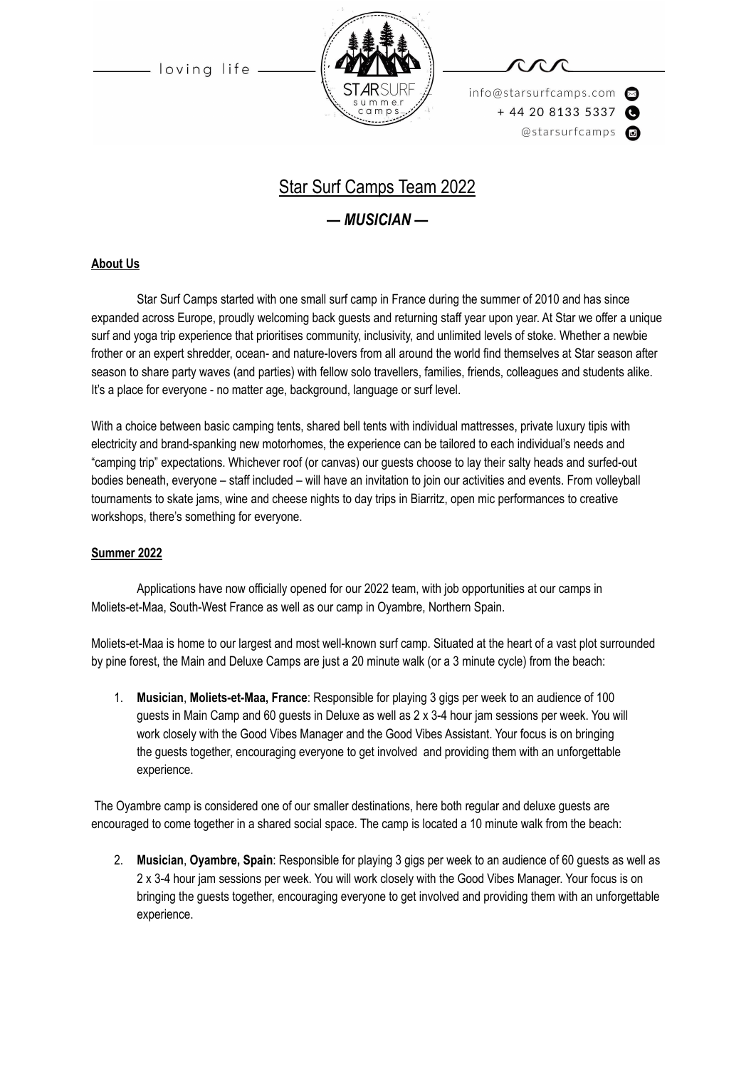loving life

STARSURF summer camps

info@starsurfcamps.com
+ 44 20 8133 5337
@starsurfcamps

# Star Surf Camps Team 2022

## *— MUSICIAN —*

**About Us**

Star Surf Camps started with one small surf camp in France during the summer of 2010 and has since expanded across Europe, proudly welcoming back guests and returning staff year upon year. At Star we offer a unique surf and yoga trip experience that prioritises community, inclusivity, and unlimited levels of stoke. Whether a newbie frother or an expert shredder, ocean- and nature-lovers from all around the world find themselves at Star season after season to share party waves (and parties) with fellow solo travellers, families, friends, colleagues and students alike. It's a place for everyone - no matter age, background, language or surf level.

With a choice between basic camping tents, shared bell tents with individual mattresses, private luxury tipis with electricity and brand-spanking new motorhomes, the experience can be tailored to each individual's needs and "camping trip" expectations. Whichever roof (or canvas) our guests choose to lay their salty heads and surfed-out bodies beneath, everyone – staff included – will have an invitation to join our activities and events. From volleyball tournaments to skate jams, wine and cheese nights to day trips in Biarritz, open mic performances to creative workshops, there's something for everyone.

**Summer 2022**

Applications have now officially opened for our 2022 team, with job opportunities at our camps in Moliets-et-Maa, South-West France as well as our camp in Oyambre, Northern Spain.

Moliets-et-Maa is home to our largest and most well-known surf camp. Situated at the heart of a vast plot surrounded by pine forest, the Main and Deluxe Camps are just a 20 minute walk (or a 3 minute cycle) from the beach:

1. **Musician**, **Moliets-et-Maa, France**: Responsible for playing 3 gigs per week to an audience of 100 guests in Main Camp and 60 guests in Deluxe as well as 2 x 3-4 hour jam sessions per week. You will work closely with the Good Vibes Manager and the Good Vibes Assistant. Your focus is on bringing the guests together, encouraging everyone to get involved and providing them with an unforgettable experience.

The Oyambre camp is considered one of our smaller destinations, here both regular and deluxe guests are encouraged to come together in a shared social space. The camp is located a 10 minute walk from the beach:

2. **Musician**, **Oyambre, Spain**: Responsible for playing 3 gigs per week to an audience of 60 guests as well as 2 x 3-4 hour jam sessions per week. You will work closely with the Good Vibes Manager. Your focus is on bringing the guests together, encouraging everyone to get involved and providing them with an unforgettable experience.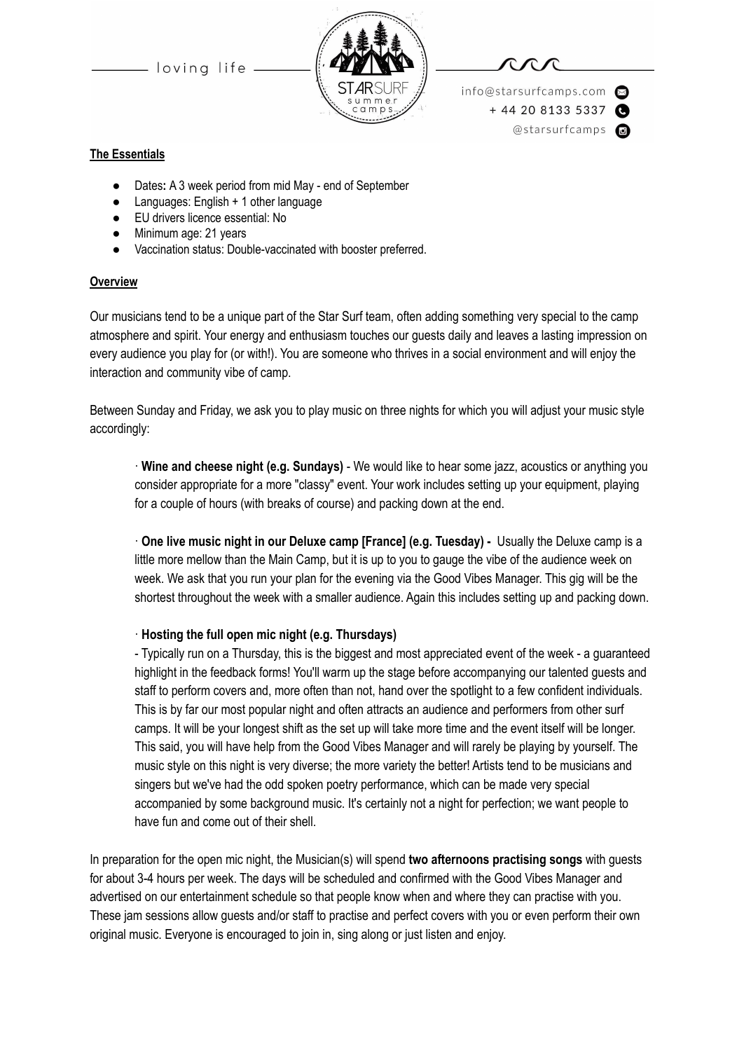**The Essentials**

- Dates: A 3 week period from mid May - end of September
- Languages: English + 1 other language
- EU drivers licence essential: No
- Minimum age: 21 years
- Vaccination status: Double-vaccinated with booster preferred.

**Overview**

Our musicians tend to be a unique part of the Star Surf team, often adding something very special to the camp atmosphere and spirit. Your energy and enthusiasm touches our guests daily and leaves a lasting impression on every audience you play for (or with!). You are someone who thrives in a social environment and will enjoy the interaction and community vibe of camp.

Between Sunday and Friday, we ask you to play music on three nights for which you will adjust your music style accordingly:

· **Wine and cheese night (e.g. Sundays)** - We would like to hear some jazz, acoustics or anything you consider appropriate for a more "classy" event. Your work includes setting up your equipment, playing for a couple of hours (with breaks of course) and packing down at the end.

· **One live music night in our Deluxe camp [France] (e.g. Tuesday) -** Usually the Deluxe camp is a little more mellow than the Main Camp, but it is up to you to gauge the vibe of the audience week on week. We ask that you run your plan for the evening via the Good Vibes Manager. This gig will be the shortest throughout the week with a smaller audience. Again this includes setting up and packing down.

· **Hosting the full open mic night (e.g. Thursdays)**
- Typically run on a Thursday, this is the biggest and most appreciated event of the week - a guaranteed highlight in the feedback forms! You'll warm up the stage before accompanying our talented guests and staff to perform covers and, more often than not, hand over the spotlight to a few confident individuals. This is by far our most popular night and often attracts an audience and performers from other surf camps. It will be your longest shift as the set up will take more time and the event itself will be longer. This said, you will have help from the Good Vibes Manager and will rarely be playing by yourself. The music style on this night is very diverse; the more variety the better! Artists tend to be musicians and singers but we've had the odd spoken poetry performance, which can be made very special accompanied by some background music. It's certainly not a night for perfection; we want people to have fun and come out of their shell.

In preparation for the open mic night, the Musician(s) will spend **two afternoons practising songs** with guests for about 3-4 hours per week. The days will be scheduled and confirmed with the Good Vibes Manager and advertised on our entertainment schedule so that people know when and where they can practise with you. These jam sessions allow guests and/or staff to practise and perfect covers with you or even perform their own original music. Everyone is encouraged to join in, sing along or just listen and enjoy.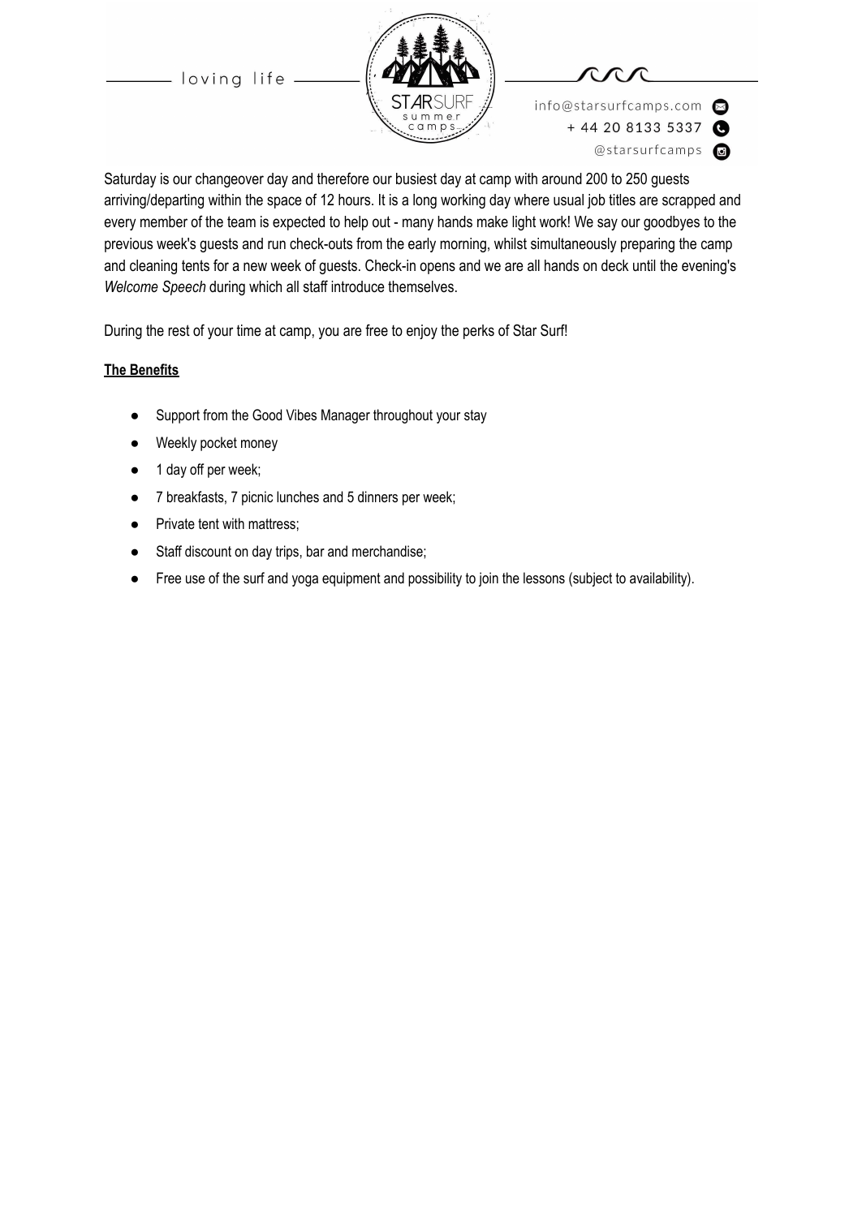Saturday is our changeover day and therefore our busiest day at camp with around 200 to 250 guests arriving/departing within the space of 12 hours. It is a long working day where usual job titles are scrapped and every member of the team is expected to help out - many hands make light work! We say our goodbyes to the previous week's guests and run check-outs from the early morning, whilst simultaneously preparing the camp and cleaning tents for a new week of guests. Check-in opens and we are all hands on deck until the evening's *Welcome Speech* during which all staff introduce themselves.

During the rest of your time at camp, you are free to enjoy the perks of Star Surf!

**The Benefits**

- Support from the Good Vibes Manager throughout your stay
- Weekly pocket money
- 1 day off per week;
- 7 breakfasts, 7 picnic lunches and 5 dinners per week;
- Private tent with mattress;
- Staff discount on day trips, bar and merchandise;
- Free use of the surf and yoga equipment and possibility to join the lessons (subject to availability).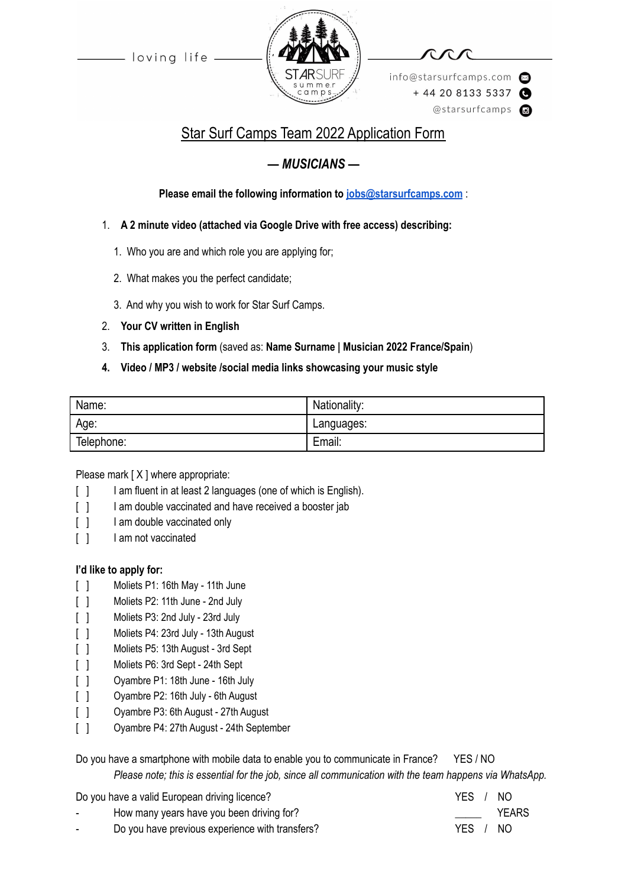loving life

STARSURF summer camps

info@starsurfcamps.com
+ 44 20 8133 5337
@starsurfcamps

# Star Surf Camps Team 2022 Application Form

## *— MUSICIANS —*

**Please email the following information to [jobs@starsurfcamps.com](mailto:jobs@starsurfcamps.com) :**

1. **A 2 minute video (attached via Google Drive with free access) describing:**
    1. Who you are and which role you are applying for;
    2. What makes you the perfect candidate;
    3. And why you wish to work for Star Surf Camps.
2. **Your CV written in English**
3. **This application form** (saved as: **Name Surname | Musician 2022 France/Spain**)
4. **Video / MP3 / website /social media links showcasing your music style**

| Name: | Nationality: |
|---|---|
| Age: | Languages: |
| Telephone: | Email: |

Please mark [ X ] where appropriate:

- [ ] I am fluent in at least 2 languages (one of which is English).
- [ ] I am double vaccinated and have received a booster jab
- [ ] I am double vaccinated only
- [ ] I am not vaccinated

**I'd like to apply for:**

- [ ] Moliets P1: 16th May - 11th June
- [ ] Moliets P2: 11th June - 2nd July
- [ ] Moliets P3: 2nd July - 23rd July
- [ ] Moliets P4: 23rd July - 13th August
- [ ] Moliets P5: 13th August - 3rd Sept
- [ ] Moliets P6: 3rd Sept - 24th Sept
- [ ] Oyambre P1: 18th June - 16th July
- [ ] Oyambre P2: 16th July - 6th August
- [ ] Oyambre P3: 6th August - 27th August
- [ ] Oyambre P4: 27th August - 24th September

Do you have a smartphone with mobile data to enable you to communicate in France? YES / NO

*Please note; this is essential for the job, since all communication with the team happens via WhatsApp.*

Do you have a valid European driving licence? YES / NO

- How many years have you been driving for? _____ YEARS
- Do you have previous experience with transfers? YES / NO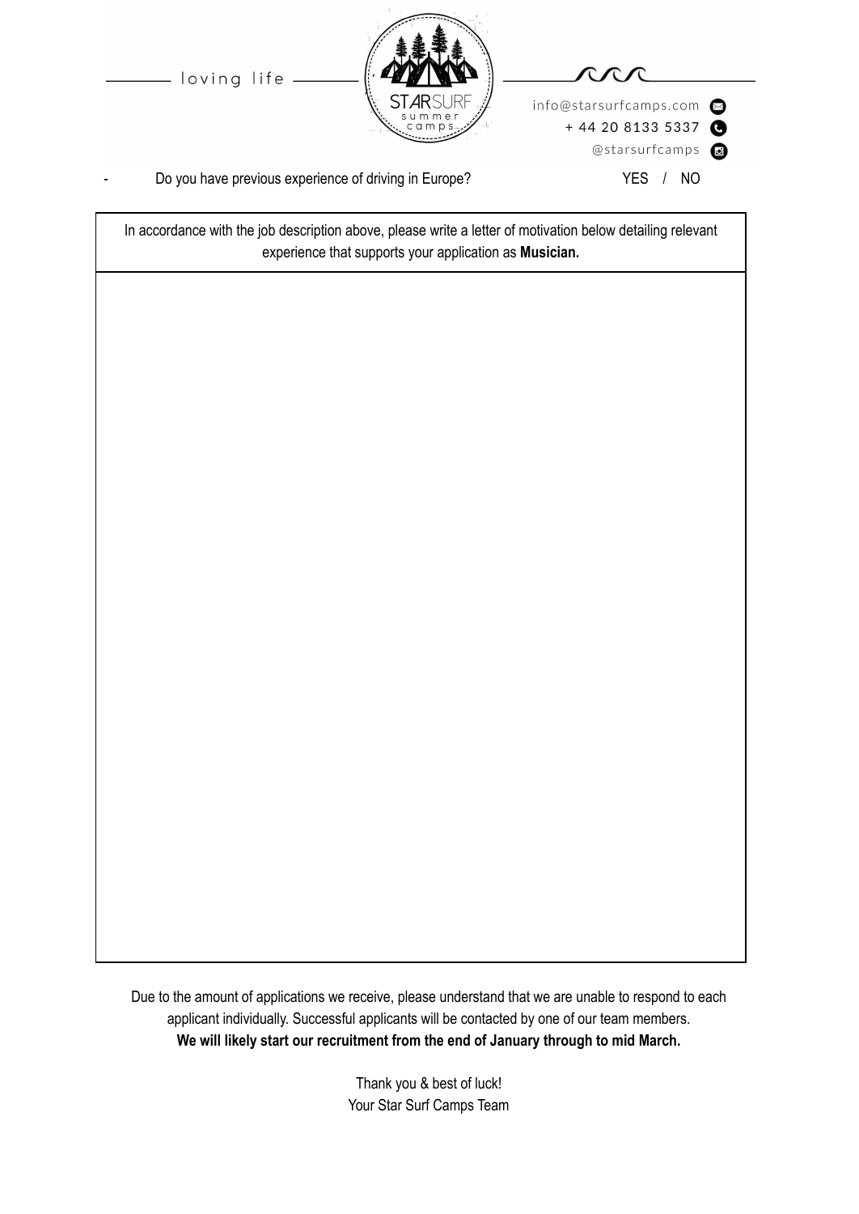- Do you have previous experience of driving in Europe? YES / NO

| In accordance with the job description above, please write a letter of motivation below detailing relevant experience that supports your application as **Musician.** |
| --- |
| |

Due to the amount of applications we receive, please understand that we are unable to respond to each applicant individually. Successful applicants will be contacted by one of our team members.
**We will likely start our recruitment from the end of January through to mid March.**

Thank you & best of luck!
Your Star Surf Camps Team